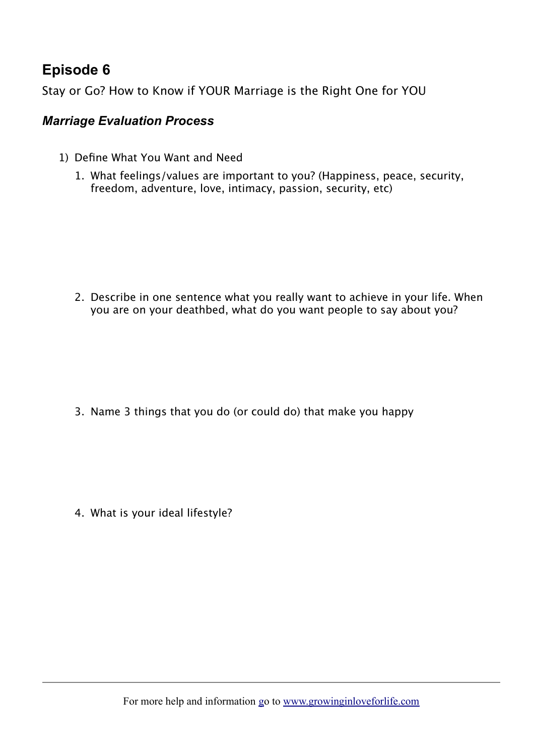## Episode 6

Stay or Go? How to Know if YOUR Marriage is the Right One for YOU

### *Marriage Evaluation Process*

1) Define What You Want and Need
   1. What feelings/values are important to you? (Happiness, peace, security, freedom, adventure, love, intimacy, passion, security, etc)
   2. Describe in one sentence what you really want to achieve in your life. When you are on your deathbed, what do you want people to say about you?
   3. Name 3 things that you do (or could do) that make you happy
   4. What is your ideal lifestyle?

For more help and information go to [www.growinginloveforlife.com](http://www.growinginloveforlife.com)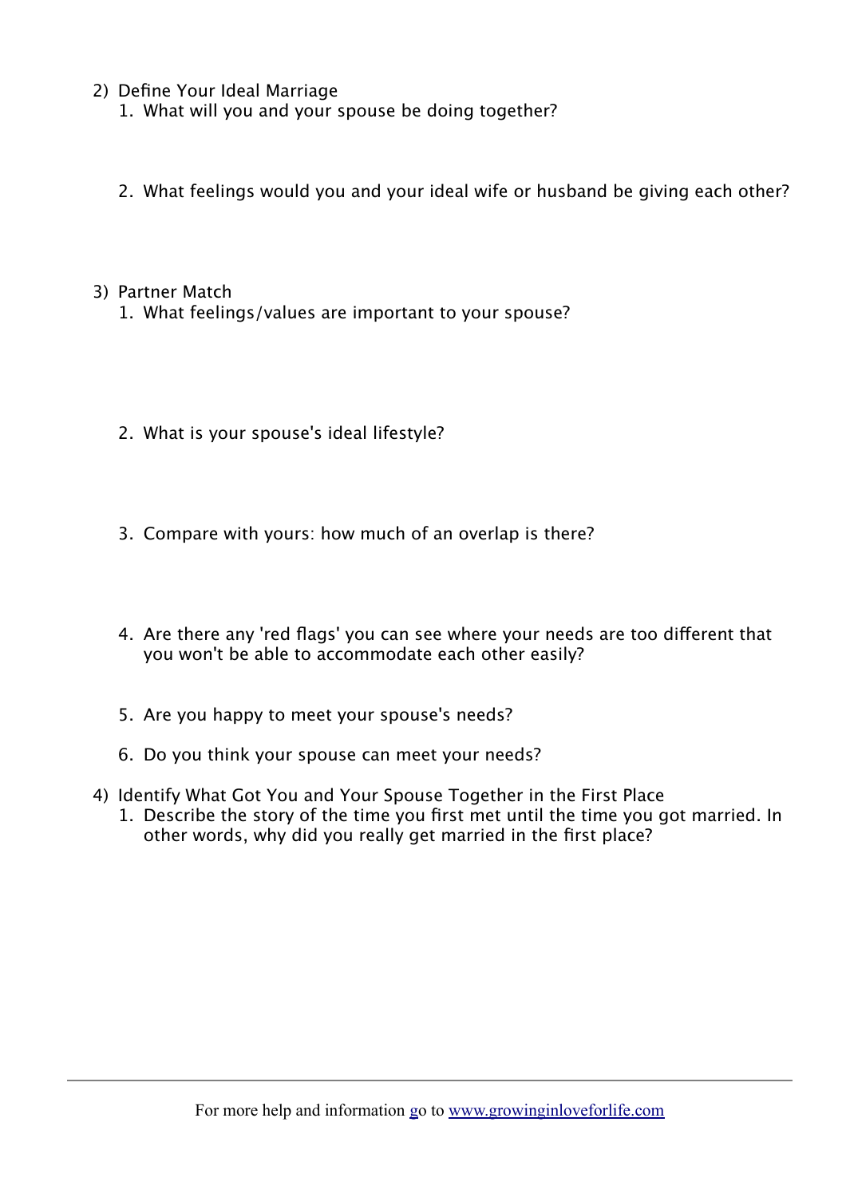2) Define Your Ideal Marriage
    1. What will you and your spouse be doing together?

    2. What feelings would you and your ideal wife or husband be giving each other?

3) Partner Match
    1. What feelings/values are important to your spouse?

    2. What is your spouse's ideal lifestyle?

    3. Compare with yours: how much of an overlap is there?

    4. Are there any 'red flags' you can see where your needs are too different that you won't be able to accommodate each other easily?

    5. Are you happy to meet your spouse's needs?

    6. Do you think your spouse can meet your needs?

4) Identify What Got You and Your Spouse Together in the First Place
    1. Describe the story of the time you first met until the time you got married. In other words, why did you really get married in the first place?

For more help and information go to [www.growinginloveforlife.com](http://www.growinginloveforlife.com)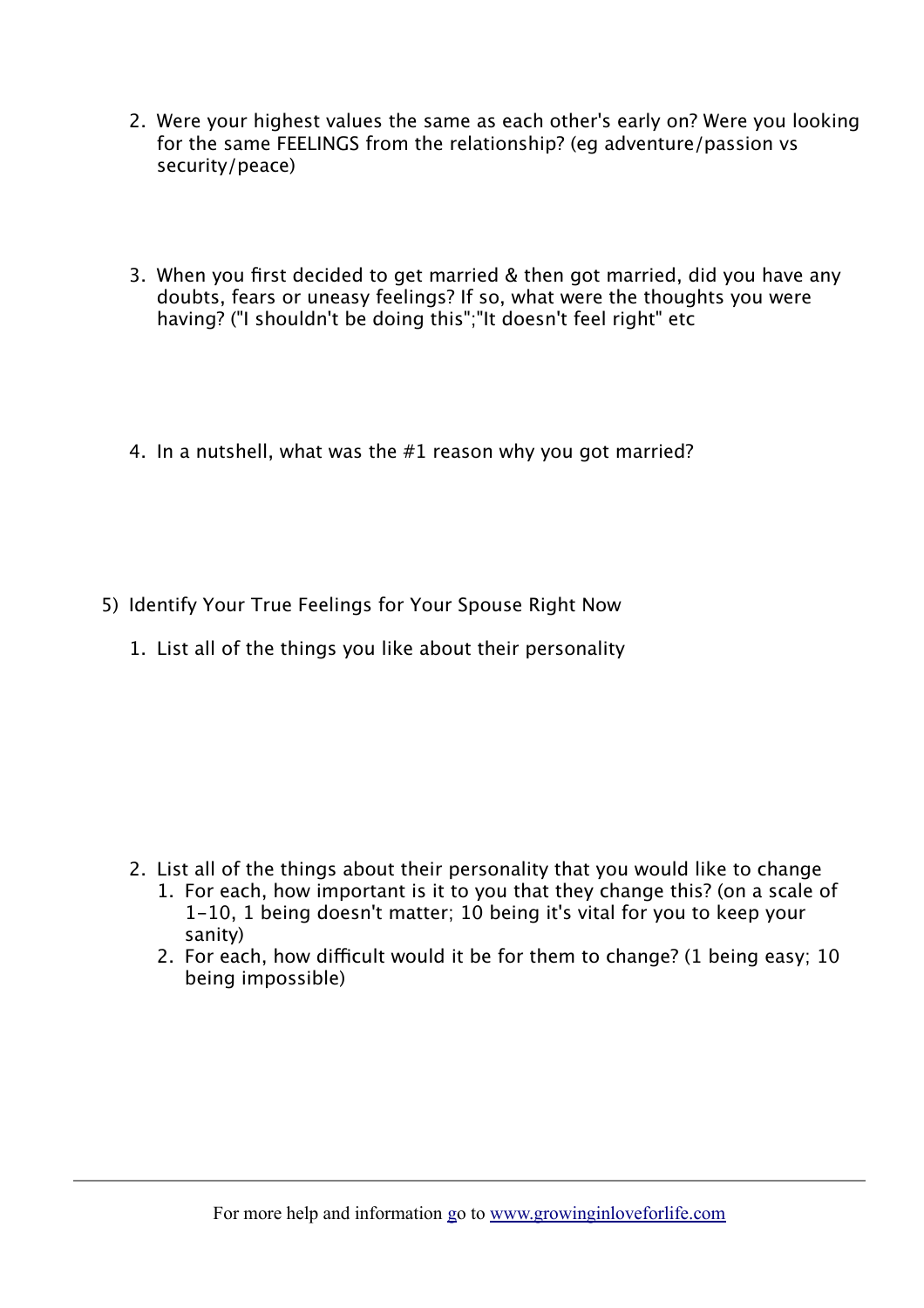2. Were your highest values the same as each other's early on? Were you looking for the same FEELINGS from the relationship? (eg adventure/passion vs security/peace)

3. When you first decided to get married & then got married, did you have any doubts, fears or uneasy feelings? If so, what were the thoughts you were having? ("I shouldn't be doing this";"It doesn't feel right" etc

4. In a nutshell, what was the #1 reason why you got married?

5) Identify Your True Feelings for Your Spouse Right Now

1. List all of the things you like about their personality

2. List all of the things about their personality that you would like to change
    1. For each, how important is it to you that they change this? (on a scale of 1-10, 1 being doesn't matter; 10 being it's vital for you to keep your sanity)
    2. For each, how difficult would it be for them to change? (1 being easy; 10 being impossible)

For more help and information go to [www.growinginloveforlife.com](www.growinginloveforlife.com)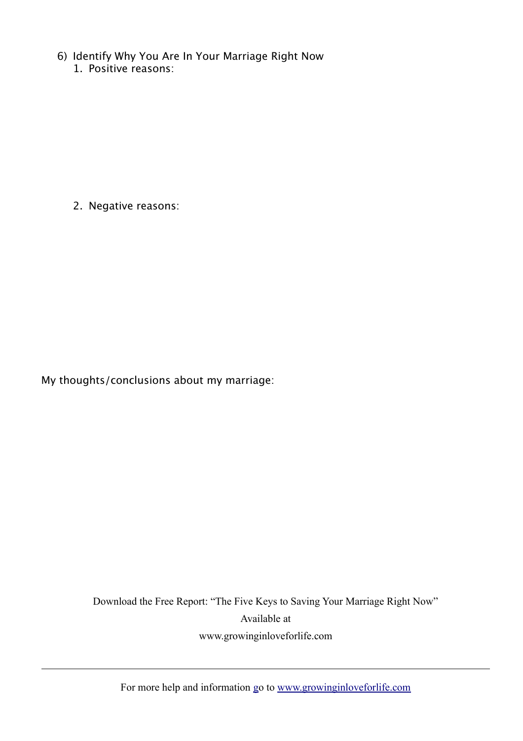6) Identify Why You Are In Your Marriage Right Now

1. Positive reasons:

2. Negative reasons:

My thoughts/conclusions about my marriage:

Download the Free Report: "The Five Keys to Saving Your Marriage Right Now"
Available at
www.growinginloveforlife.com